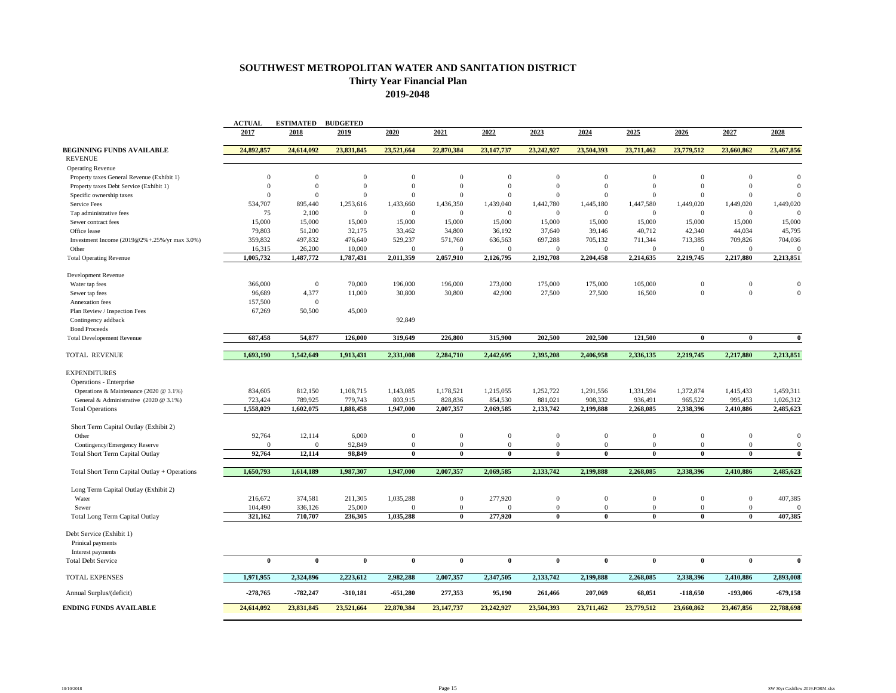# SOUTHWEST METROPOLITAN WATER AND SANITATION DISTRICT

## Thirty Year Financial Plan

## 2019-2048

| | ACTUAL 2017 | ESTIMATED 2018 | BUDGETED 2019 | 2020 | 2021 | 2022 | 2023 | 2024 | 2025 | 2026 | 2027 | 2028 |
|---|---|---|---|---|---|---|---|---|---|---|---|---|
| **BEGINNING FUNDS AVAILABLE** | **24,892,857** | **24,614,092** | **23,831,845** | **23,521,664** | **22,870,384** | **23,147,737** | **23,242,927** | **23,504,393** | **23,711,462** | **23,779,512** | **23,660,862** | **23,467,856** |
| REVENUE | | | | | | | | | | | | |
| Operating Revenue | | | | | | | | | | | | |
| Property taxes General Revenue (Exhibit 1) | 0 | 0 | 0 | 0 | 0 | 0 | 0 | 0 | 0 | 0 | 0 | 0 |
| Property taxes Debt Service (Exhibit 1) | 0 | 0 | 0 | 0 | 0 | 0 | 0 | 0 | 0 | 0 | 0 | 0 |
| Specific ownership taxes | 0 | 0 | 0 | 0 | 0 | 0 | 0 | 0 | 0 | 0 | 0 | 0 |
| Service Fees | 534,707 | 895,440 | 1,253,616 | 1,433,660 | 1,436,350 | 1,439,040 | 1,442,780 | 1,445,180 | 1,447,580 | 1,449,020 | 1,449,020 | 1,449,020 |
| Tap administrative fees | 75 | 2,100 | 0 | 0 | 0 | 0 | 0 | 0 | 0 | 0 | 0 | 0 |
| Sewer contract fees | 15,000 | 15,000 | 15,000 | 15,000 | 15,000 | 15,000 | 15,000 | 15,000 | 15,000 | 15,000 | 15,000 | 15,000 |
| Office lease | 79,803 | 51,200 | 32,175 | 33,462 | 34,800 | 36,192 | 37,640 | 39,146 | 40,712 | 42,340 | 44,034 | 45,795 |
| Investment Income (2019@2%+.25%/yr max 3.0%) | 359,832 | 497,832 | 476,640 | 529,237 | 571,760 | 636,563 | 697,288 | 705,132 | 711,344 | 713,385 | 709,826 | 704,036 |
| Other | 16,315 | 26,200 | 10,000 | 0 | 0 | 0 | 0 | 0 | 0 | 0 | 0 | 0 |
| Total Operating Revenue | **1,005,732** | **1,487,772** | **1,787,431** | **2,011,359** | **2,057,910** | **2,126,795** | **2,192,708** | **2,204,458** | **2,214,635** | **2,219,745** | **2,217,880** | **2,213,851** |
| Development Revenue | | | | | | | | | | | | |
| Water tap fees | 366,000 | 0 | 70,000 | 196,000 | 196,000 | 273,000 | 175,000 | 175,000 | 105,000 | 0 | 0 | 0 |
| Sewer tap fees | 96,689 | 4,377 | 11,000 | 30,800 | 30,800 | 42,900 | 27,500 | 27,500 | 16,500 | 0 | 0 | 0 |
| Annexation fees | 157,500 | 0 | | | | | | | | | | |
| Plan Review / Inspection Fees | 67,269 | 50,500 | 45,000 | | | | | | | | | |
| Contingency addback | | | | 92,849 | | | | | | | | |
| Bond Proceeds | | | | | | | | | | | | |
| Total Developement Revenue | **687,458** | **54,877** | **126,000** | **319,649** | **226,800** | **315,900** | **202,500** | **202,500** | **121,500** | **0** | **0** | **0** |
| TOTAL REVENUE | **1,693,190** | **1,542,649** | **1,913,431** | **2,331,008** | **2,284,710** | **2,442,695** | **2,395,208** | **2,406,958** | **2,336,135** | **2,219,745** | **2,217,880** | **2,213,851** |
| EXPENDITURES | | | | | | | | | | | | |
| Operations - Enterprise | | | | | | | | | | | | |
| Operations & Maintenance (2020 @ 3.1%) | 834,605 | 812,150 | 1,108,715 | 1,143,085 | 1,178,521 | 1,215,055 | 1,252,722 | 1,291,556 | 1,331,594 | 1,372,874 | 1,415,433 | 1,459,311 |
| General & Administrative (2020 @ 3.1%) | 723,424 | 789,925 | 779,743 | 803,915 | 828,836 | 854,530 | 881,021 | 908,332 | 936,491 | 965,522 | 995,453 | 1,026,312 |
| Total Operations | **1,558,029** | **1,602,075** | **1,888,458** | **1,947,000** | **2,007,357** | **2,069,585** | **2,133,742** | **2,199,888** | **2,268,085** | **2,338,396** | **2,410,886** | **2,485,623** |
| Short Term Capital Outlay (Exhibit 2) | | | | | | | | | | | | |
| Other | 92,764 | 12,114 | 6,000 | 0 | 0 | 0 | 0 | 0 | 0 | 0 | 0 | 0 |
| Contingency/Emergency Reserve | 0 | 0 | 92,849 | 0 | 0 | 0 | 0 | 0 | 0 | 0 | 0 | 0 |
| Total Short Term Capital Outlay | **92,764** | **12,114** | **98,849** | **0** | **0** | **0** | **0** | **0** | **0** | **0** | **0** | **0** |
| Total Short Term Capital Outlay + Operations | **1,650,793** | **1,614,189** | **1,987,307** | **1,947,000** | **2,007,357** | **2,069,585** | **2,133,742** | **2,199,888** | **2,268,085** | **2,338,396** | **2,410,886** | **2,485,623** |
| Long Term Capital Outlay (Exhibit 2) | | | | | | | | | | | | |
| Water | 216,672 | 374,581 | 211,305 | 1,035,288 | 0 | 277,920 | 0 | 0 | 0 | 0 | 0 | 407,385 |
| Sewer | 104,490 | 336,126 | 25,000 | 0 | 0 | 0 | 0 | 0 | 0 | 0 | 0 | 0 |
| Total Long Term Capital Outlay | **321,162** | **710,707** | **236,305** | **1,035,288** | **0** | **277,920** | **0** | **0** | **0** | **0** | **0** | **407,385** |
| Debt Service (Exhibit 1) | | | | | | | | | | | | |
| Prinical payments | | | | | | | | | | | | |
| Interest payments | | | | | | | | | | | | |
| Total Debt Service | **0** | **0** | **0** | **0** | **0** | **0** | **0** | **0** | **0** | **0** | **0** | **0** |
| TOTAL EXPENSES | **1,971,955** | **2,324,896** | **2,223,612** | **2,982,288** | **2,007,357** | **2,347,505** | **2,133,742** | **2,199,888** | **2,268,085** | **2,338,396** | **2,410,886** | **2,893,008** |
| Annual Surplus/(deficit) | **-278,765** | **-782,247** | **-310,181** | **-651,280** | **277,353** | **95,190** | **261,466** | **207,069** | **68,051** | **-118,650** | **-193,006** | **-679,158** |
| **ENDING FUNDS AVAILABLE** | **24,614,092** | **23,831,845** | **23,521,664** | **22,870,384** | **23,147,737** | **23,242,927** | **23,504,393** | **23,711,462** | **23,779,512** | **23,660,862** | **23,467,856** | **22,788,698** |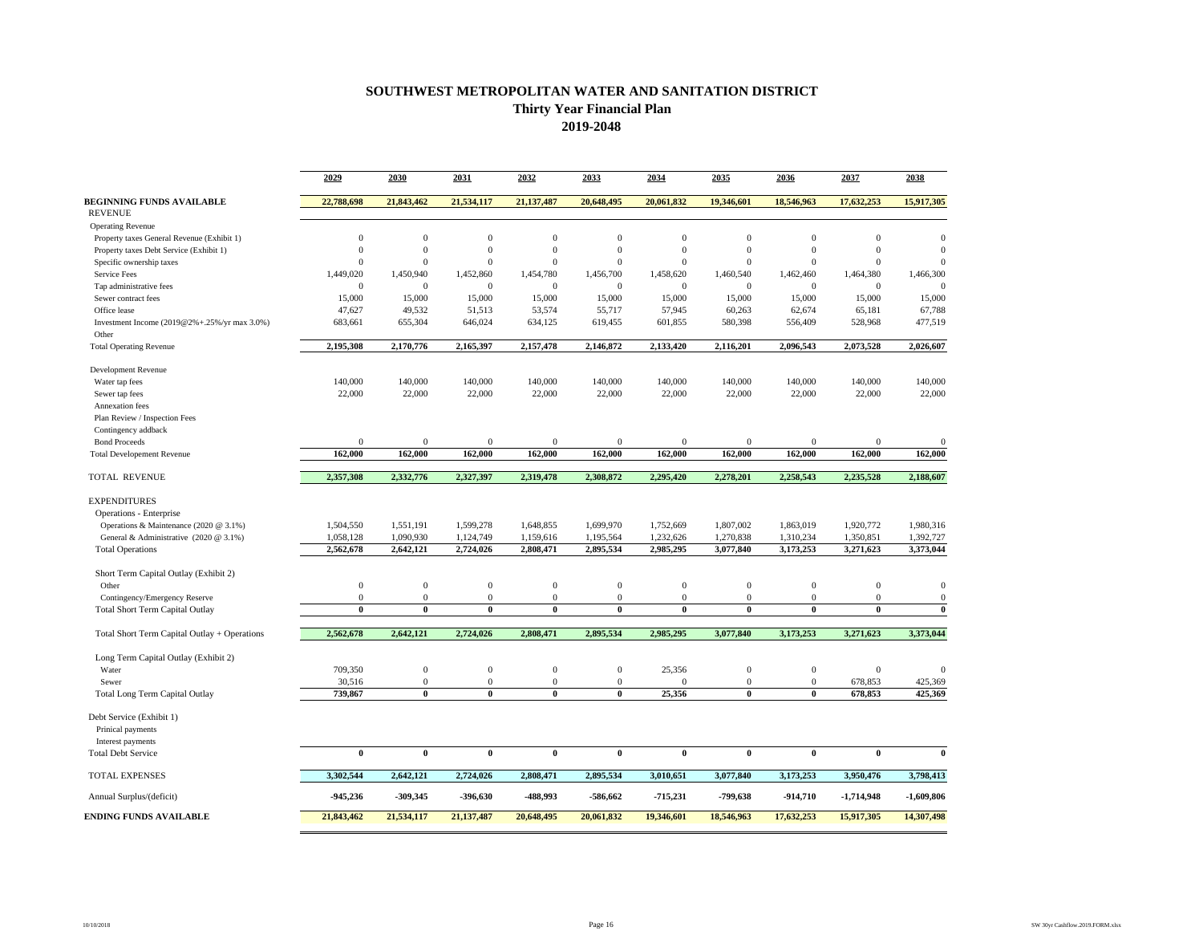# SOUTHWEST METROPOLITAN WATER AND SANITATION DISTRICT

## Thirty Year Financial Plan

## 2019-2048

| | 2029 | 2030 | 2031 | 2032 | 2033 | 2034 | 2035 | 2036 | 2037 | 2038 |
|---|---|---|---|---|---|---|---|---|---|---|
| **BEGINNING FUNDS AVAILABLE** | **22,788,698** | **21,843,462** | **21,534,117** | **21,137,487** | **20,648,495** | **20,061,832** | **19,346,601** | **18,546,963** | **17,632,253** | **15,917,305** |
| REVENUE | | | | | | | | | | |
| Operating Revenue | | | | | | | | | | |
| Property taxes General Revenue (Exhibit 1) | 0 | 0 | 0 | 0 | 0 | 0 | 0 | 0 | 0 | 0 |
| Property taxes Debt Service (Exhibit 1) | 0 | 0 | 0 | 0 | 0 | 0 | 0 | 0 | 0 | 0 |
| Specific ownership taxes | 0 | 0 | 0 | 0 | 0 | 0 | 0 | 0 | 0 | 0 |
| Service Fees | 1,449,020 | 1,450,940 | 1,452,860 | 1,454,780 | 1,456,700 | 1,458,620 | 1,460,540 | 1,462,460 | 1,464,380 | 1,466,300 |
| Tap administrative fees | 0 | 0 | 0 | 0 | 0 | 0 | 0 | 0 | 0 | 0 |
| Sewer contract fees | 15,000 | 15,000 | 15,000 | 15,000 | 15,000 | 15,000 | 15,000 | 15,000 | 15,000 | 15,000 |
| Office lease | 47,627 | 49,532 | 51,513 | 53,574 | 55,717 | 57,945 | 60,263 | 62,674 | 65,181 | 67,788 |
| Investment Income (2019@2%+.25%/yr max 3.0%) | 683,661 | 655,304 | 646,024 | 634,125 | 619,455 | 601,855 | 580,398 | 556,409 | 528,968 | 477,519 |
| Other | | | | | | | | | | |
| Total Operating Revenue | **2,195,308** | **2,170,776** | **2,165,397** | **2,157,478** | **2,146,872** | **2,133,420** | **2,116,201** | **2,096,543** | **2,073,528** | **2,026,607** |
| Development Revenue | | | | | | | | | | |
| Water tap fees | 140,000 | 140,000 | 140,000 | 140,000 | 140,000 | 140,000 | 140,000 | 140,000 | 140,000 | 140,000 |
| Sewer tap fees | 22,000 | 22,000 | 22,000 | 22,000 | 22,000 | 22,000 | 22,000 | 22,000 | 22,000 | 22,000 |
| Annexation fees | | | | | | | | | | |
| Plan Review / Inspection Fees | | | | | | | | | | |
| Contingency addback | | | | | | | | | | |
| Bond Proceeds | 0 | 0 | 0 | 0 | 0 | 0 | 0 | 0 | 0 | 0 |
| Total Developement Revenue | **162,000** | **162,000** | **162,000** | **162,000** | **162,000** | **162,000** | **162,000** | **162,000** | **162,000** | **162,000** |
| TOTAL REVENUE | **2,357,308** | **2,332,776** | **2,327,397** | **2,319,478** | **2,308,872** | **2,295,420** | **2,278,201** | **2,258,543** | **2,235,528** | **2,188,607** |
| EXPENDITURES | | | | | | | | | | |
| Operations - Enterprise | | | | | | | | | | |
| Operations & Maintenance (2020 @ 3.1%) | 1,504,550 | 1,551,191 | 1,599,278 | 1,648,855 | 1,699,970 | 1,752,669 | 1,807,002 | 1,863,019 | 1,920,772 | 1,980,316 |
| General & Administrative (2020 @ 3.1%) | 1,058,128 | 1,090,930 | 1,124,749 | 1,159,616 | 1,195,564 | 1,232,626 | 1,270,838 | 1,310,234 | 1,350,851 | 1,392,727 |
| Total Operations | **2,562,678** | **2,642,121** | **2,724,026** | **2,808,471** | **2,895,534** | **2,985,295** | **3,077,840** | **3,173,253** | **3,271,623** | **3,373,044** |
| Short Term Capital Outlay (Exhibit 2) | | | | | | | | | | |
| Other | 0 | 0 | 0 | 0 | 0 | 0 | 0 | 0 | 0 | 0 |
| Contingency/Emergency Reserve | 0 | 0 | 0 | 0 | 0 | 0 | 0 | 0 | 0 | 0 |
| Total Short Term Capital Outlay | **0** | **0** | **0** | **0** | **0** | **0** | **0** | **0** | **0** | **0** |
| Total Short Term Capital Outlay + Operations | **2,562,678** | **2,642,121** | **2,724,026** | **2,808,471** | **2,895,534** | **2,985,295** | **3,077,840** | **3,173,253** | **3,271,623** | **3,373,044** |
| Long Term Capital Outlay (Exhibit 2) | | | | | | | | | | |
| Water | 709,350 | 0 | 0 | 0 | 0 | 25,356 | 0 | 0 | 0 | 0 |
| Sewer | 30,516 | 0 | 0 | 0 | 0 | 0 | 0 | 0 | 678,853 | 425,369 |
| Total Long Term Capital Outlay | **739,867** | **0** | **0** | **0** | **0** | **25,356** | **0** | **0** | **678,853** | **425,369** |
| Debt Service (Exhibit 1) | | | | | | | | | | |
| Prinical payments | | | | | | | | | | |
| Interest payments | | | | | | | | | | |
| Total Debt Service | **0** | **0** | **0** | **0** | **0** | **0** | **0** | **0** | **0** | **0** |
| TOTAL EXPENSES | **3,302,544** | **2,642,121** | **2,724,026** | **2,808,471** | **2,895,534** | **3,010,651** | **3,077,840** | **3,173,253** | **3,950,476** | **3,798,413** |
| Annual Surplus/(deficit) | **-945,236** | **-309,345** | **-396,630** | **-488,993** | **-586,662** | **-715,231** | **-799,638** | **-914,710** | **-1,714,948** | **-1,609,806** |
| **ENDING FUNDS AVAILABLE** | **21,843,462** | **21,534,117** | **21,137,487** | **20,648,495** | **20,061,832** | **19,346,601** | **18,546,963** | **17,632,253** | **15,917,305** | **14,307,498** |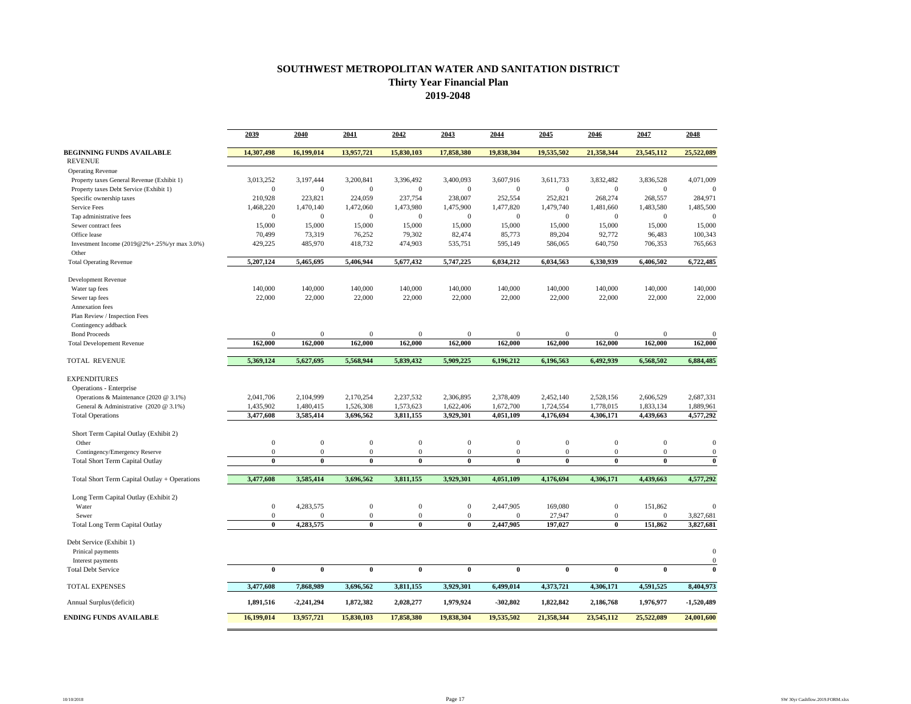# SOUTHWEST METROPOLITAN WATER AND SANITATION DISTRICT

## Thirty Year Financial Plan

## 2019-2048

| | 2039 | 2040 | 2041 | 2042 | 2043 | 2044 | 2045 | 2046 | 2047 | 2048 |
|---|---|---|---|---|---|---|---|---|---|---|
| **BEGINNING FUNDS AVAILABLE** | **14,307,498** | **16,199,014** | **13,957,721** | **15,830,103** | **17,858,380** | **19,838,304** | **19,535,502** | **21,358,344** | **23,545,112** | **25,522,089** |
| REVENUE | | | | | | | | | | |
| Operating Revenue | | | | | | | | | | |
| Property taxes General Revenue (Exhibit 1) | 3,013,252 | 3,197,444 | 3,200,841 | 3,396,492 | 3,400,093 | 3,607,916 | 3,611,733 | 3,832,482 | 3,836,528 | 4,071,009 |
| Property taxes Debt Service (Exhibit 1) | 0 | 0 | 0 | 0 | 0 | 0 | 0 | 0 | 0 | 0 |
| Specific ownership taxes | 210,928 | 223,821 | 224,059 | 237,754 | 238,007 | 252,554 | 252,821 | 268,274 | 268,557 | 284,971 |
| Service Fees | 1,468,220 | 1,470,140 | 1,472,060 | 1,473,980 | 1,475,900 | 1,477,820 | 1,479,740 | 1,481,660 | 1,483,580 | 1,485,500 |
| Tap administrative fees | 0 | 0 | 0 | 0 | 0 | 0 | 0 | 0 | 0 | 0 |
| Sewer contract fees | 15,000 | 15,000 | 15,000 | 15,000 | 15,000 | 15,000 | 15,000 | 15,000 | 15,000 | 15,000 |
| Office lease | 70,499 | 73,319 | 76,252 | 79,302 | 82,474 | 85,773 | 89,204 | 92,772 | 96,483 | 100,343 |
| Investment Income (2019@2%+.25%/yr max 3.0%) | 429,225 | 485,970 | 418,732 | 474,903 | 535,751 | 595,149 | 586,065 | 640,750 | 706,353 | 765,663 |
| Other | | | | | | | | | | |
| Total Operating Revenue | **5,207,124** | **5,465,695** | **5,406,944** | **5,677,432** | **5,747,225** | **6,034,212** | **6,034,563** | **6,330,939** | **6,406,502** | **6,722,485** |
| Development Revenue | | | | | | | | | | |
| Water tap fees | 140,000 | 140,000 | 140,000 | 140,000 | 140,000 | 140,000 | 140,000 | 140,000 | 140,000 | 140,000 |
| Sewer tap fees | 22,000 | 22,000 | 22,000 | 22,000 | 22,000 | 22,000 | 22,000 | 22,000 | 22,000 | 22,000 |
| Annexation fees | | | | | | | | | | |
| Plan Review / Inspection Fees | | | | | | | | | | |
| Contingency addback | | | | | | | | | | |
| Bond Proceeds | 0 | 0 | 0 | 0 | 0 | 0 | 0 | 0 | 0 | 0 |
| Total Developement Revenue | **162,000** | **162,000** | **162,000** | **162,000** | **162,000** | **162,000** | **162,000** | **162,000** | **162,000** | **162,000** |
| TOTAL REVENUE | **5,369,124** | **5,627,695** | **5,568,944** | **5,839,432** | **5,909,225** | **6,196,212** | **6,196,563** | **6,492,939** | **6,568,502** | **6,884,485** |
| EXPENDITURES | | | | | | | | | | |
| Operations - Enterprise | | | | | | | | | | |
| Operations & Maintenance (2020 @ 3.1%) | 2,041,706 | 2,104,999 | 2,170,254 | 2,237,532 | 2,306,895 | 2,378,409 | 2,452,140 | 2,528,156 | 2,606,529 | 2,687,331 |
| General & Administrative (2020 @ 3.1%) | 1,435,902 | 1,480,415 | 1,526,308 | 1,573,623 | 1,622,406 | 1,672,700 | 1,724,554 | 1,778,015 | 1,833,134 | 1,889,961 |
| Total Operations | **3,477,608** | **3,585,414** | **3,696,562** | **3,811,155** | **3,929,301** | **4,051,109** | **4,176,694** | **4,306,171** | **4,439,663** | **4,577,292** |
| Short Term Capital Outlay (Exhibit 2) | | | | | | | | | | |
| Other | 0 | 0 | 0 | 0 | 0 | 0 | 0 | 0 | 0 | 0 |
| Contingency/Emergency Reserve | 0 | 0 | 0 | 0 | 0 | 0 | 0 | 0 | 0 | 0 |
| Total Short Term Capital Outlay | **0** | **0** | **0** | **0** | **0** | **0** | **0** | **0** | **0** | **0** |
| Total Short Term Capital Outlay + Operations | **3,477,608** | **3,585,414** | **3,696,562** | **3,811,155** | **3,929,301** | **4,051,109** | **4,176,694** | **4,306,171** | **4,439,663** | **4,577,292** |
| Long Term Capital Outlay (Exhibit 2) | | | | | | | | | | |
| Water | 0 | 4,283,575 | 0 | 0 | 0 | 2,447,905 | 169,080 | 0 | 151,862 | 0 |
| Sewer | 0 | 0 | 0 | 0 | 0 | 0 | 27,947 | 0 | 0 | 3,827,681 |
| Total Long Term Capital Outlay | **0** | **4,283,575** | **0** | **0** | **0** | **2,447,905** | **197,027** | **0** | **151,862** | **3,827,681** |
| Debt Service (Exhibit 1) | | | | | | | | | | |
| Prinical payments | | | | | | | | | | 0 |
| Interest payments | | | | | | | | | | 0 |
| Total Debt Service | **0** | **0** | **0** | **0** | **0** | **0** | **0** | **0** | **0** | **0** |
| TOTAL EXPENSES | **3,477,608** | **7,868,989** | **3,696,562** | **3,811,155** | **3,929,301** | **6,499,014** | **4,373,721** | **4,306,171** | **4,591,525** | **8,404,973** |
| Annual Surplus/(deficit) | **1,891,516** | **-2,241,294** | **1,872,382** | **2,028,277** | **1,979,924** | **-302,802** | **1,822,842** | **2,186,768** | **1,976,977** | **-1,520,489** |
| **ENDING FUNDS AVAILABLE** | **16,199,014** | **13,957,721** | **15,830,103** | **17,858,380** | **19,838,304** | **19,535,502** | **21,358,344** | **23,545,112** | **25,522,089** | **24,001,600** |